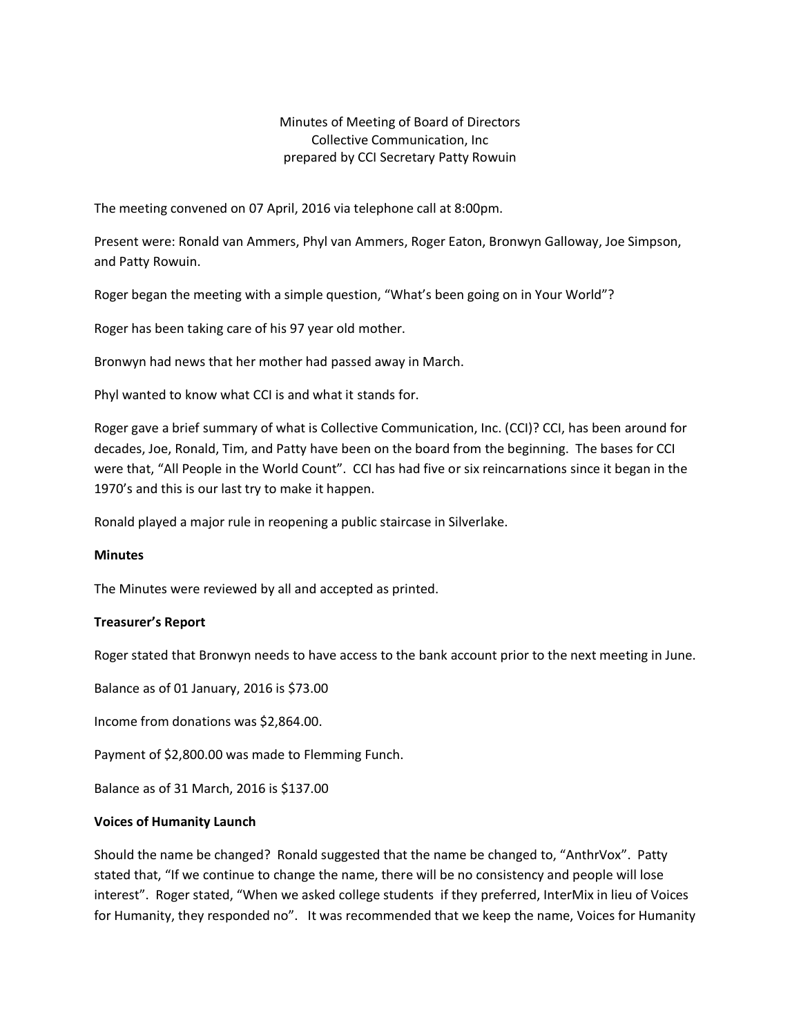Minutes of Meeting of Board of Directors
Collective Communication, Inc
prepared by CCI Secretary Patty Rowuin

The meeting convened on 07 April, 2016 via telephone call at 8:00pm.

Present were: Ronald van Ammers, Phyl van Ammers, Roger Eaton, Bronwyn Galloway, Joe Simpson, and Patty Rowuin.

Roger began the meeting with a simple question, "What's been going on in Your World"?

Roger has been taking care of his 97 year old mother.

Bronwyn had news that her mother had passed away in March.

Phyl wanted to know what CCI is and what it stands for.

Roger gave a brief summary of what is Collective Communication, Inc. (CCI)? CCI, has been around for decades, Joe, Ronald, Tim, and Patty have been on the board from the beginning. The bases for CCI were that, "All People in the World Count". CCI has had five or six reincarnations since it began in the 1970's and this is our last try to make it happen.

Ronald played a major rule in reopening a public staircase in Silverlake.

**Minutes**

The Minutes were reviewed by all and accepted as printed.

**Treasurer's Report**

Roger stated that Bronwyn needs to have access to the bank account prior to the next meeting in June.

Balance as of 01 January, 2016 is $73.00

Income from donations was $2,864.00.

Payment of $2,800.00 was made to Flemming Funch.

Balance as of 31 March, 2016 is $137.00

**Voices of Humanity Launch**

Should the name be changed? Ronald suggested that the name be changed to, "AnthrVox". Patty stated that, "If we continue to change the name, there will be no consistency and people will lose interest". Roger stated, "When we asked college students if they preferred, InterMix in lieu of Voices for Humanity, they responded no". It was recommended that we keep the name, Voices for Humanity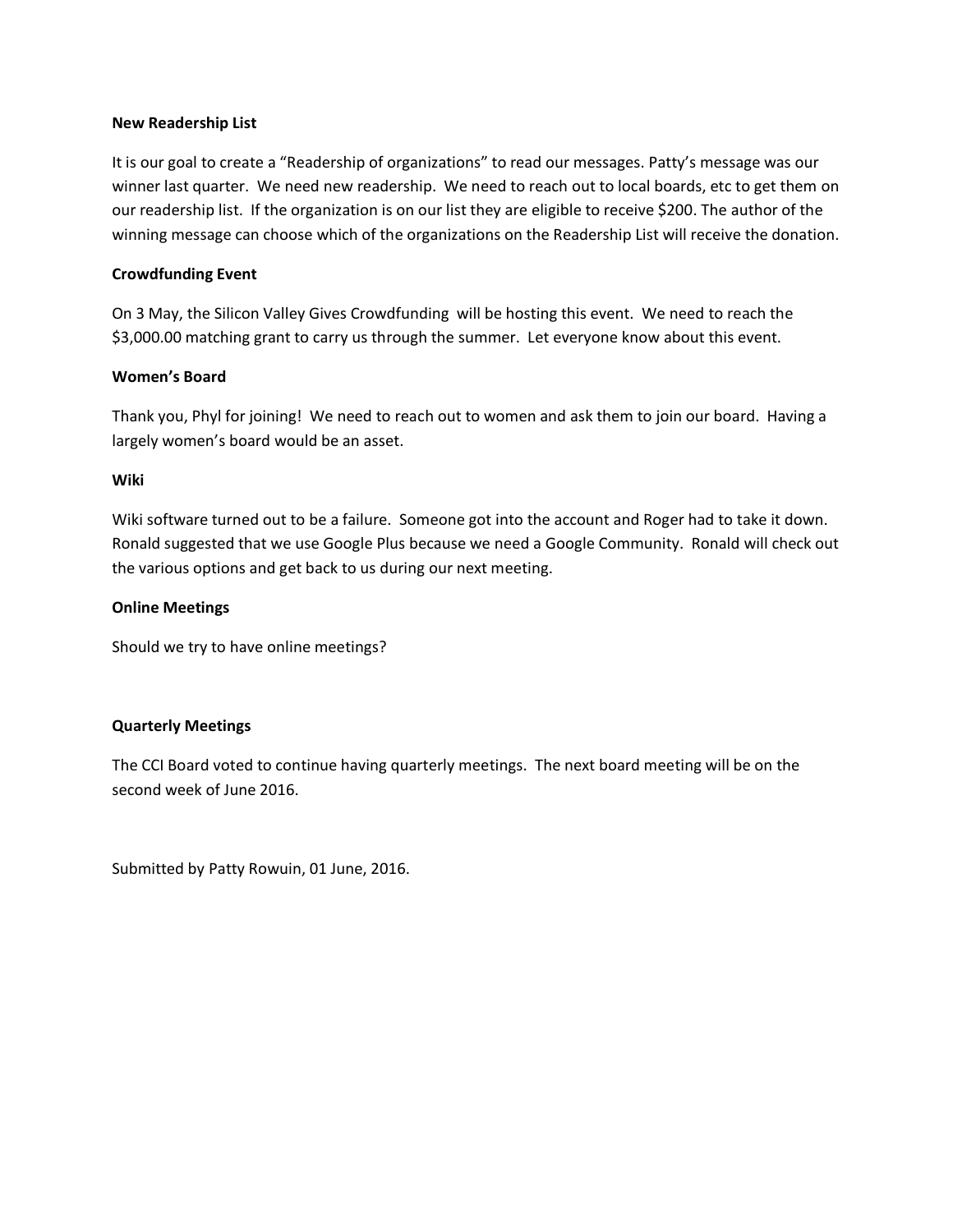**New Readership List**

It is our goal to create a "Readership of organizations" to read our messages. Patty's message was our winner last quarter. We need new readership. We need to reach out to local boards, etc to get them on our readership list. If the organization is on our list they are eligible to receive $200. The author of the winning message can choose which of the organizations on the Readership List will receive the donation.

**Crowdfunding Event**

On 3 May, the Silicon Valley Gives Crowdfunding will be hosting this event. We need to reach the $3,000.00 matching grant to carry us through the summer. Let everyone know about this event.

**Women's Board**

Thank you, Phyl for joining! We need to reach out to women and ask them to join our board. Having a largely women's board would be an asset.

**Wiki**

Wiki software turned out to be a failure. Someone got into the account and Roger had to take it down. Ronald suggested that we use Google Plus because we need a Google Community. Ronald will check out the various options and get back to us during our next meeting.

**Online Meetings**

Should we try to have online meetings?

**Quarterly Meetings**

The CCI Board voted to continue having quarterly meetings. The next board meeting will be on the second week of June 2016.

Submitted by Patty Rowuin, 01 June, 2016.